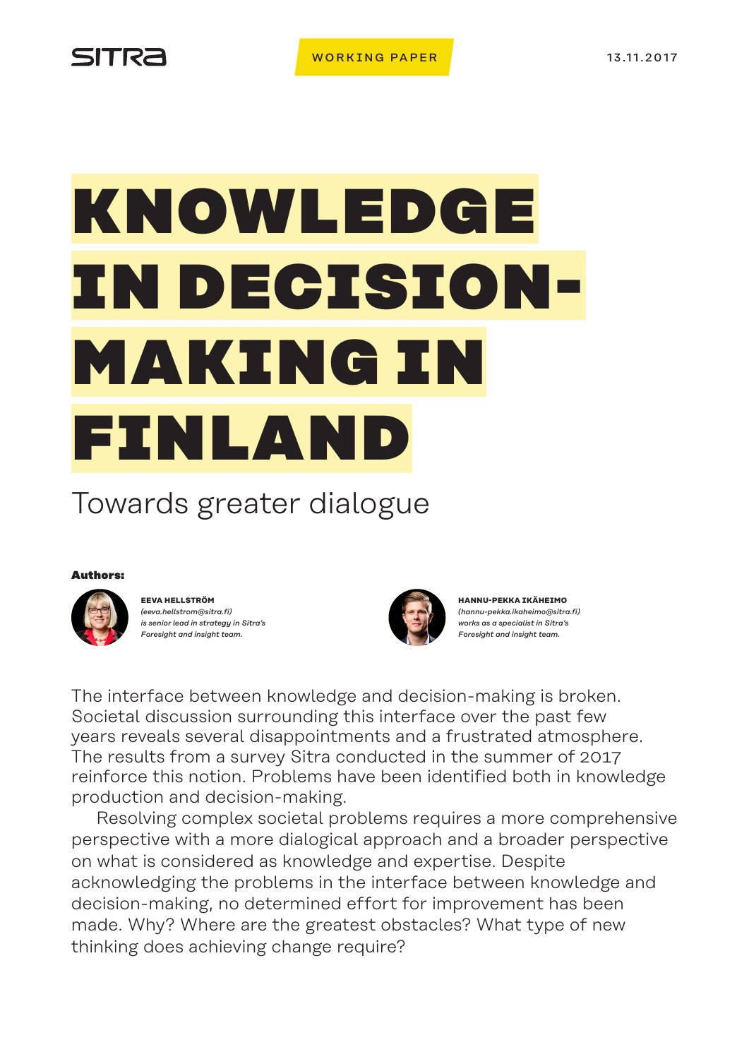SITRA

WORKING PAPER

13.11.2017

# KNOWLEDGE IN DECISION-MAKING IN FINLAND

## Towards greater dialogue

**Authors:**

**EEVA HELLSTRÖM**
*(eeva.hellstrom@sitra.fi)*
*is senior lead in strategy in Sitra's Foresight and insight team.*

**HANNU-PEKKA IKÄHEIMO**
*(hannu-pekka.ikaheimo@sitra.fi)*
*works as a specialist in Sitra's Foresight and insight team.*

The interface between knowledge and decision-making is broken. Societal discussion surrounding this interface over the past few years reveals several disappointments and a frustrated atmosphere. The results from a survey Sitra conducted in the summer of 2017 reinforce this notion. Problems have been identified both in knowledge production and decision-making.

Resolving complex societal problems requires a more comprehensive perspective with a more dialogical approach and a broader perspective on what is considered as knowledge and expertise. Despite acknowledging the problems in the interface between knowledge and decision-making, no determined effort for improvement has been made. Why? Where are the greatest obstacles? What type of new thinking does achieving change require?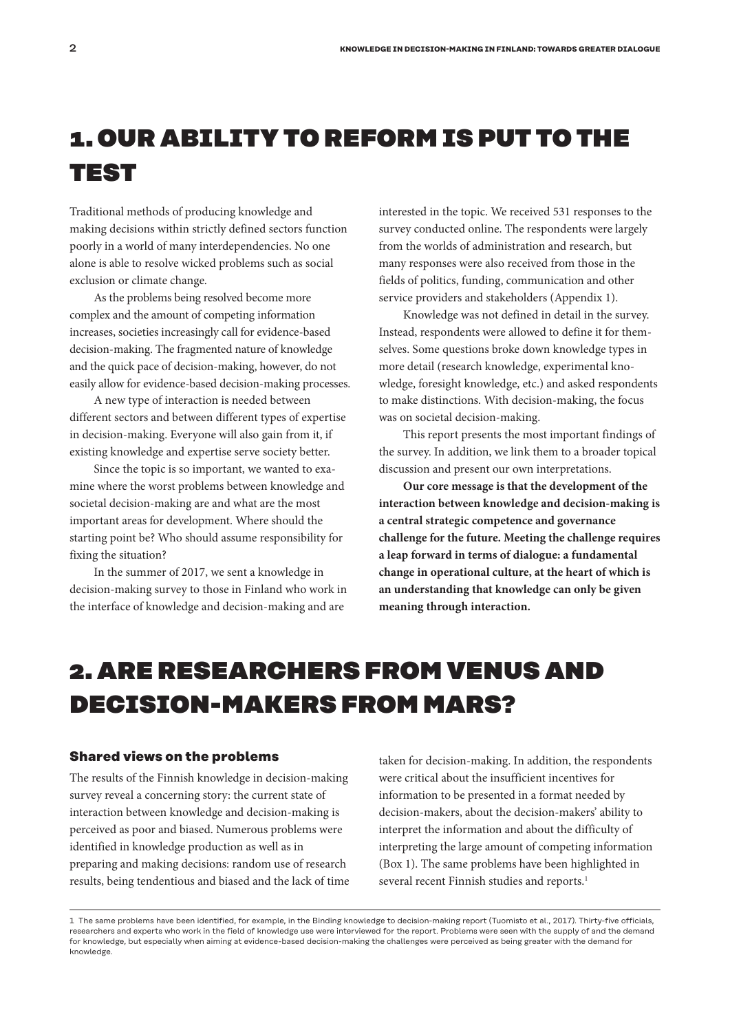# 1. OUR ABILITY TO REFORM IS PUT TO THE TEST

Traditional methods of producing knowledge and making decisions within strictly defined sectors function poorly in a world of many interdependencies. No one alone is able to resolve wicked problems such as social exclusion or climate change.

As the problems being resolved become more complex and the amount of competing information increases, societies increasingly call for evidence-based decision-making. The fragmented nature of knowledge and the quick pace of decision-making, however, do not easily allow for evidence-based decision-making processes.

A new type of interaction is needed between different sectors and between different types of expertise in decision-making. Everyone will also gain from it, if existing knowledge and expertise serve society better.

Since the topic is so important, we wanted to examine where the worst problems between knowledge and societal decision-making are and what are the most important areas for development. Where should the starting point be? Who should assume responsibility for fixing the situation?

In the summer of 2017, we sent a knowledge in decision-making survey to those in Finland who work in the interface of knowledge and decision-making and are interested in the topic. We received 531 responses to the survey conducted online. The respondents were largely from the worlds of administration and research, but many responses were also received from those in the fields of politics, funding, communication and other service providers and stakeholders (Appendix 1).

Knowledge was not defined in detail in the survey. Instead, respondents were allowed to define it for themselves. Some questions broke down knowledge types in more detail (research knowledge, experimental knowledge, foresight knowledge, etc.) and asked respondents to make distinctions. With decision-making, the focus was on societal decision-making.

This report presents the most important findings of the survey. In addition, we link them to a broader topical discussion and present our own interpretations.

**Our core message is that the development of the interaction between knowledge and decision-making is a central strategic competence and governance challenge for the future. Meeting the challenge requires a leap forward in terms of dialogue: a fundamental change in operational culture, at the heart of which is an understanding that knowledge can only be given meaning through interaction.**

# 2. ARE RESEARCHERS FROM VENUS AND DECISION-MAKERS FROM MARS?

### Shared views on the problems

The results of the Finnish knowledge in decision-making survey reveal a concerning story: the current state of interaction between knowledge and decision-making is perceived as poor and biased. Numerous problems were identified in knowledge production as well as in preparing and making decisions: random use of research results, being tendentious and biased and the lack of time taken for decision-making. In addition, the respondents were critical about the insufficient incentives for information to be presented in a format needed by decision-makers, about the decision-makers' ability to interpret the information and about the difficulty of interpreting the large amount of competing information (Box 1). The same problems have been highlighted in several recent Finnish studies and reports.[1]

---

[1] The same problems have been identified, for example, in the Binding knowledge to decision-making report (Tuomisto et al., 2017). Thirty-five officials, researchers and experts who work in the field of knowledge use were interviewed for the report. Problems were seen with the supply of and the demand for knowledge, but especially when aiming at evidence-based decision-making the challenges were perceived as being greater with the demand for knowledge.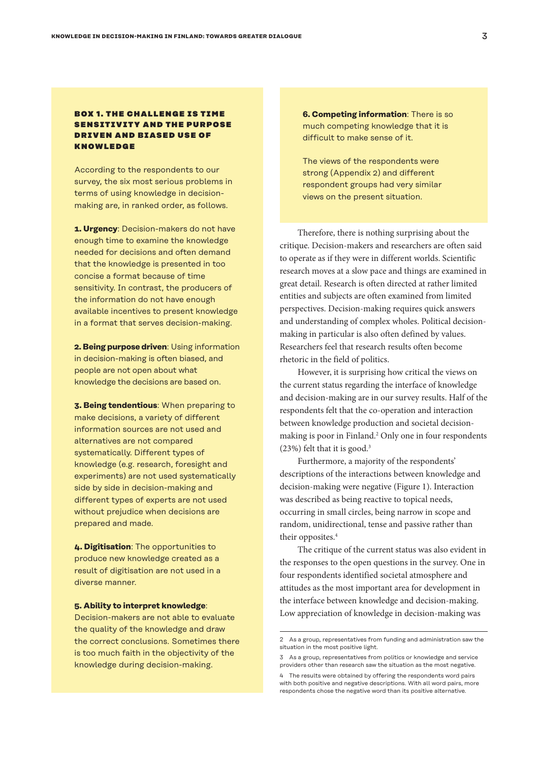### BOX 1. THE CHALLENGE IS TIME SENSITIVITY AND THE PURPOSE DRIVEN AND BIASED USE OF KNOWLEDGE

According to the respondents to our survey, the six most serious problems in terms of using knowledge in decision-making are, in ranked order, as follows.

**1. Urgency**: Decision-makers do not have enough time to examine the knowledge needed for decisions and often demand that the knowledge is presented in too concise a format because of time sensitivity. In contrast, the producers of the information do not have enough available incentives to present knowledge in a format that serves decision-making.

**2. Being purpose driven**: Using information in decision-making is often biased, and people are not open about what knowledge the decisions are based on.

**3. Being tendentious**: When preparing to make decisions, a variety of different information sources are not used and alternatives are not compared systematically. Different types of knowledge (e.g. research, foresight and experiments) are not used systematically side by side in decision-making and different types of experts are not used without prejudice when decisions are prepared and made.

**4. Digitisation**: The opportunities to produce new knowledge created as a result of digitisation are not used in a diverse manner.

**5. Ability to interpret knowledge**: Decision-makers are not able to evaluate the quality of the knowledge and draw the correct conclusions. Sometimes there is too much faith in the objectivity of the knowledge during decision-making.

**6. Competing information**: There is so much competing knowledge that it is difficult to make sense of it.

The views of the respondents were strong (Appendix 2) and different respondent groups had very similar views on the present situation.

Therefore, there is nothing surprising about the critique. Decision-makers and researchers are often said to operate as if they were in different worlds. Scientific research moves at a slow pace and things are examined in great detail. Research is often directed at rather limited entities and subjects are often examined from limited perspectives. Decision-making requires quick answers and understanding of complex wholes. Political decision-making in particular is also often defined by values. Researchers feel that research results often become rhetoric in the field of politics.

However, it is surprising how critical the views on the current status regarding the interface of knowledge and decision-making are in our survey results. Half of the respondents felt that the co-operation and interaction between knowledge production and societal decision-making is poor in Finland.[2] Only one in four respondents (23%) felt that it is good.[3]

Furthermore, a majority of the respondents' descriptions of the interactions between knowledge and decision-making were negative (Figure 1). Interaction was described as being reactive to topical needs, occurring in small circles, being narrow in scope and random, unidirectional, tense and passive rather than their opposites.[4]

The critique of the current status was also evident in the responses to the open questions in the survey. One in four respondents identified societal atmosphere and attitudes as the most important area for development in the interface between knowledge and decision-making. Low appreciation of knowledge in decision-making was

---

2 As a group, representatives from funding and administration saw the situation in the most positive light.

3 As a group, representatives from politics or knowledge and service providers other than research saw the situation as the most negative.

4 The results were obtained by offering the respondents word pairs with both positive and negative descriptions. With all word pairs, more respondents chose the negative word than its positive alternative.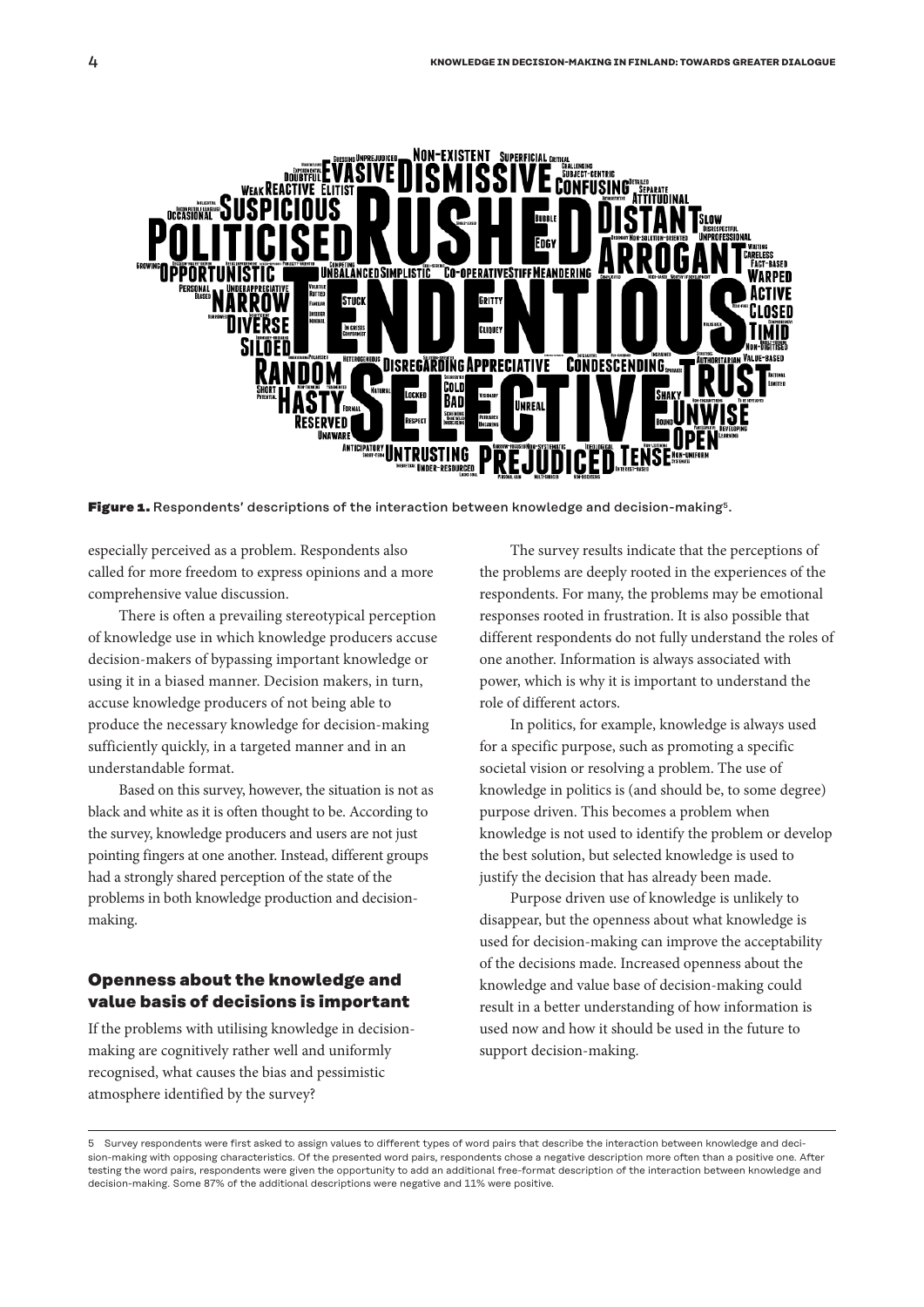**Figure 1.** Respondents' descriptions of the interaction between knowledge and decision-making[5].

especially perceived as a problem. Respondents also called for more freedom to express opinions and a more comprehensive value discussion.

There is often a prevailing stereotypical perception of knowledge use in which knowledge producers accuse decision-makers of bypassing important knowledge or using it in a biased manner. Decision makers, in turn, accuse knowledge producers of not being able to produce the necessary knowledge for decision-making sufficiently quickly, in a targeted manner and in an understandable format.

Based on this survey, however, the situation is not as black and white as it is often thought to be. According to the survey, knowledge producers and users are not just pointing fingers at one another. Instead, different groups had a strongly shared perception of the state of the problems in both knowledge production and decision-making.

## Openness about the knowledge and value basis of decisions is important

If the problems with utilising knowledge in decision-making are cognitively rather well and uniformly recognised, what causes the bias and pessimistic atmosphere identified by the survey?

The survey results indicate that the perceptions of the problems are deeply rooted in the experiences of the respondents. For many, the problems may be emotional responses rooted in frustration. It is also possible that different respondents do not fully understand the roles of one another. Information is always associated with power, which is why it is important to understand the role of different actors.

In politics, for example, knowledge is always used for a specific purpose, such as promoting a specific societal vision or resolving a problem. The use of knowledge in politics is (and should be, to some degree) purpose driven. This becomes a problem when knowledge is not used to identify the problem or develop the best solution, but selected knowledge is used to justify the decision that has already been made.

Purpose driven use of knowledge is unlikely to disappear, but the openness about what knowledge is used for decision-making can improve the acceptability of the decisions made. Increased openness about the knowledge and value base of decision-making could result in a better understanding of how information is used now and how it should be used in the future to support decision-making.

5 Survey respondents were first asked to assign values to different types of word pairs that describe the interaction between knowledge and decision-making with opposing characteristics. Of the presented word pairs, respondents chose a negative description more often than a positive one. After testing the word pairs, respondents were given the opportunity to add an additional free-format description of the interaction between knowledge and decision-making. Some 87% of the additional descriptions were negative and 11% were positive.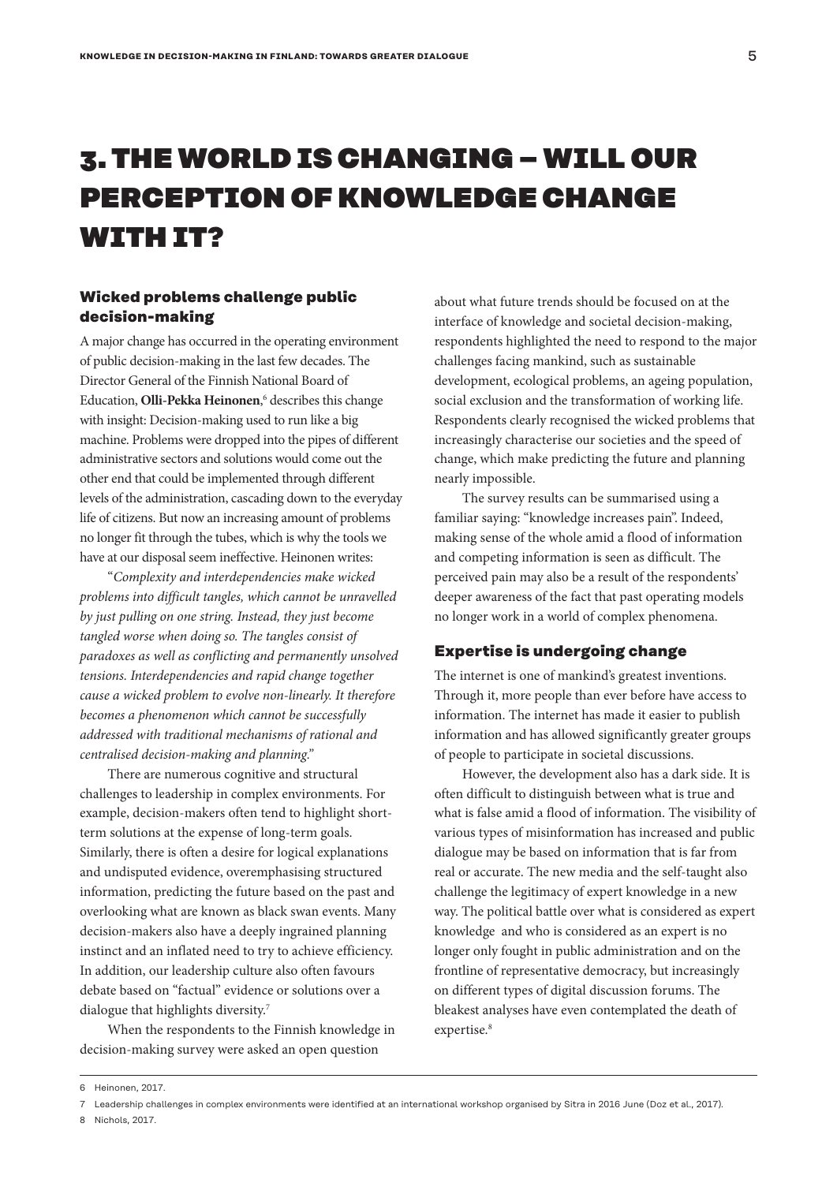# 3. THE WORLD IS CHANGING – WILL OUR PERCEPTION OF KNOWLEDGE CHANGE WITH IT?

### Wicked problems challenge public decision-making

A major change has occurred in the operating environment of public decision-making in the last few decades. The Director General of the Finnish National Board of Education, **Olli-Pekka Heinonen**,[6] describes this change with insight: Decision-making used to run like a big machine. Problems were dropped into the pipes of different administrative sectors and solutions would come out the other end that could be implemented through different levels of the administration, cascading down to the everyday life of citizens. But now an increasing amount of problems no longer fit through the tubes, which is why the tools we have at our disposal seem ineffective. Heinonen writes:

"*Complexity and interdependencies make wicked problems into difficult tangles, which cannot be unravelled by just pulling on one string. Instead, they just become tangled worse when doing so. The tangles consist of paradoxes as well as conflicting and permanently unsolved tensions. Interdependencies and rapid change together cause a wicked problem to evolve non-linearly. It therefore becomes a phenomenon which cannot be successfully addressed with traditional mechanisms of rational and centralised decision-making and planning.*"

There are numerous cognitive and structural challenges to leadership in complex environments. For example, decision-makers often tend to highlight short-term solutions at the expense of long-term goals. Similarly, there is often a desire for logical explanations and undisputed evidence, overemphasising structured information, predicting the future based on the past and overlooking what are known as black swan events. Many decision-makers also have a deeply ingrained planning instinct and an inflated need to try to achieve efficiency. In addition, our leadership culture also often favours debate based on "factual" evidence or solutions over a dialogue that highlights diversity.[7]

When the respondents to the Finnish knowledge in decision-making survey were asked an open question about what future trends should be focused on at the interface of knowledge and societal decision-making, respondents highlighted the need to respond to the major challenges facing mankind, such as sustainable development, ecological problems, an ageing population, social exclusion and the transformation of working life. Respondents clearly recognised the wicked problems that increasingly characterise our societies and the speed of change, which make predicting the future and planning nearly impossible.

The survey results can be summarised using a familiar saying: "knowledge increases pain". Indeed, making sense of the whole amid a flood of information and competing information is seen as difficult. The perceived pain may also be a result of the respondents' deeper awareness of the fact that past operating models no longer work in a world of complex phenomena.

### Expertise is undergoing change

The internet is one of mankind's greatest inventions. Through it, more people than ever before have access to information. The internet has made it easier to publish information and has allowed significantly greater groups of people to participate in societal discussions.

However, the development also has a dark side. It is often difficult to distinguish between what is true and what is false amid a flood of information. The visibility of various types of misinformation has increased and public dialogue may be based on information that is far from real or accurate. The new media and the self-taught also challenge the legitimacy of expert knowledge in a new way. The political battle over what is considered as expert knowledge and who is considered as an expert is no longer only fought in public administration and on the frontline of representative democracy, but increasingly on different types of digital discussion forums. The bleakest analyses have even contemplated the death of expertise.[8]

---

6 Heinonen, 2017.

7 Leadership challenges in complex environments were identified at an international workshop organised by Sitra in 2016 June (Doz et al., 2017).

8 Nichols, 2017.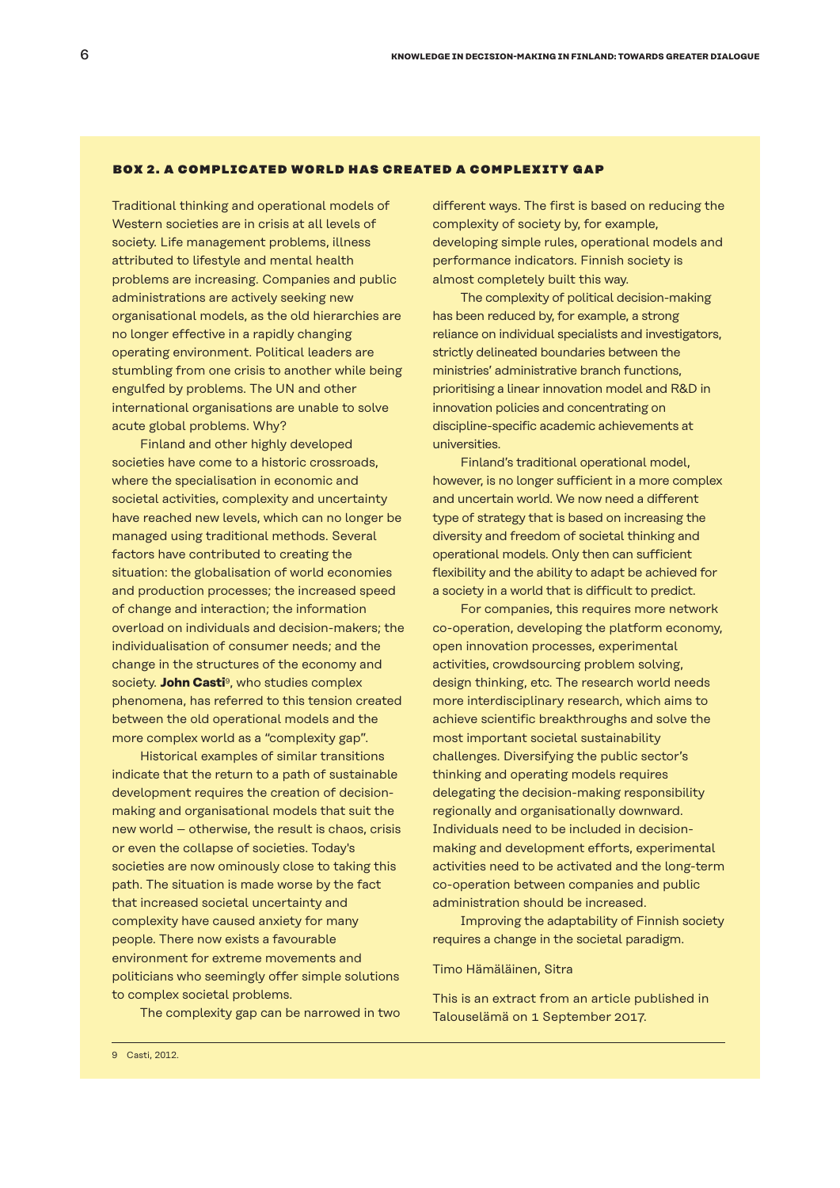### BOX 2. A COMPLICATED WORLD HAS CREATED A COMPLEXITY GAP

Traditional thinking and operational models of Western societies are in crisis at all levels of society. Life management problems, illness attributed to lifestyle and mental health problems are increasing. Companies and public administrations are actively seeking new organisational models, as the old hierarchies are no longer effective in a rapidly changing operating environment. Political leaders are stumbling from one crisis to another while being engulfed by problems. The UN and other international organisations are unable to solve acute global problems. Why?

Finland and other highly developed societies have come to a historic crossroads, where the specialisation in economic and societal activities, complexity and uncertainty have reached new levels, which can no longer be managed using traditional methods. Several factors have contributed to creating the situation: the globalisation of world economies and production processes; the increased speed of change and interaction; the information overload on individuals and decision-makers; the individualisation of consumer needs; and the change in the structures of the economy and society. **John Casti**[9], who studies complex phenomena, has referred to this tension created between the old operational models and the more complex world as a "complexity gap".

Historical examples of similar transitions indicate that the return to a path of sustainable development requires the creation of decision-making and organisational models that suit the new world – otherwise, the result is chaos, crisis or even the collapse of societies. Today's societies are now ominously close to taking this path. The situation is made worse by the fact that increased societal uncertainty and complexity have caused anxiety for many people. There now exists a favourable environment for extreme movements and politicians who seemingly offer simple solutions to complex societal problems.

The complexity gap can be narrowed in two different ways. The first is based on reducing the complexity of society by, for example, developing simple rules, operational models and performance indicators. Finnish society is almost completely built this way.

The complexity of political decision-making has been reduced by, for example, a strong reliance on individual specialists and investigators, strictly delineated boundaries between the ministries' administrative branch functions, prioritising a linear innovation model and R&D in innovation policies and concentrating on discipline-specific academic achievements at universities.

Finland's traditional operational model, however, is no longer sufficient in a more complex and uncertain world. We now need a different type of strategy that is based on increasing the diversity and freedom of societal thinking and operational models. Only then can sufficient flexibility and the ability to adapt be achieved for a society in a world that is difficult to predict.

For companies, this requires more network co-operation, developing the platform economy, open innovation processes, experimental activities, crowdsourcing problem solving, design thinking, etc. The research world needs more interdisciplinary research, which aims to achieve scientific breakthroughs and solve the most important societal sustainability challenges. Diversifying the public sector's thinking and operating models requires delegating the decision-making responsibility regionally and organisationally downward. Individuals need to be included in decision-making and development efforts, experimental activities need to be activated and the long-term co-operation between companies and public administration should be increased.

Improving the adaptability of Finnish society requires a change in the societal paradigm.

Timo Hämäläinen, Sitra

This is an extract from an article published in Talouselämä on 1 September 2017.

---

9 Casti, 2012.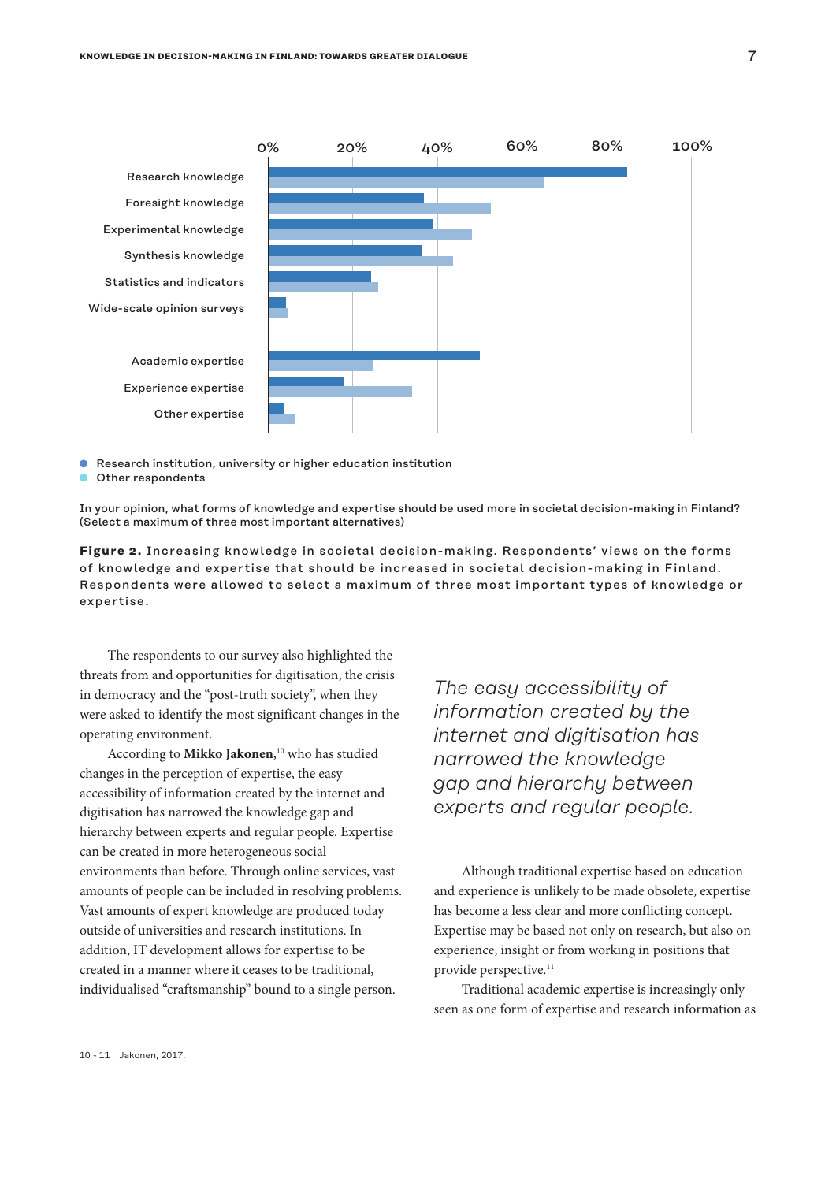Research knowledge
Foresight knowledge
Experimental knowledge
Synthesis knowledge
Statistics and indicators
Wide-scale opinion surveys

Academic expertise
Experience expertise
Other expertise

0% 20% 40% 60% 80% 100%

- Research institution, university or higher education institution
- Other respondents

In your opinion, what forms of knowledge and expertise should be used more in societal decision-making in Finland? (Select a maximum of three most important alternatives)

**Figure 2.** Increasing knowledge in societal decision-making. Respondents' views on the forms of knowledge and expertise that should be increased in societal decision-making in Finland. Respondents were allowed to select a maximum of three most important types of knowledge or expertise.

The respondents to our survey also highlighted the threats from and opportunities for digitisation, the crisis in democracy and the "post-truth society", when they were asked to identify the most significant changes in the operating environment.

According to **Mikko Jakonen**,[10] who has studied changes in the perception of expertise, the easy accessibility of information created by the internet and digitisation has narrowed the knowledge gap and hierarchy between experts and regular people. Expertise can be created in more heterogeneous social environments than before. Through online services, vast amounts of people can be included in resolving problems. Vast amounts of expert knowledge are produced today outside of universities and research institutions. In addition, IT development allows for expertise to be created in a manner where it ceases to be traditional, individualised "craftsmanship" bound to a single person.

*The easy accessibility of information created by the internet and digitisation has narrowed the knowledge gap and hierarchy between experts and regular people.*

Although traditional expertise based on education and experience is unlikely to be made obsolete, expertise has become a less clear and more conflicting concept. Expertise may be based not only on research, but also on experience, insight or from working in positions that provide perspective.[11]

Traditional academic expertise is increasingly only seen as one form of expertise and research information as

10 - 11 Jakonen, 2017.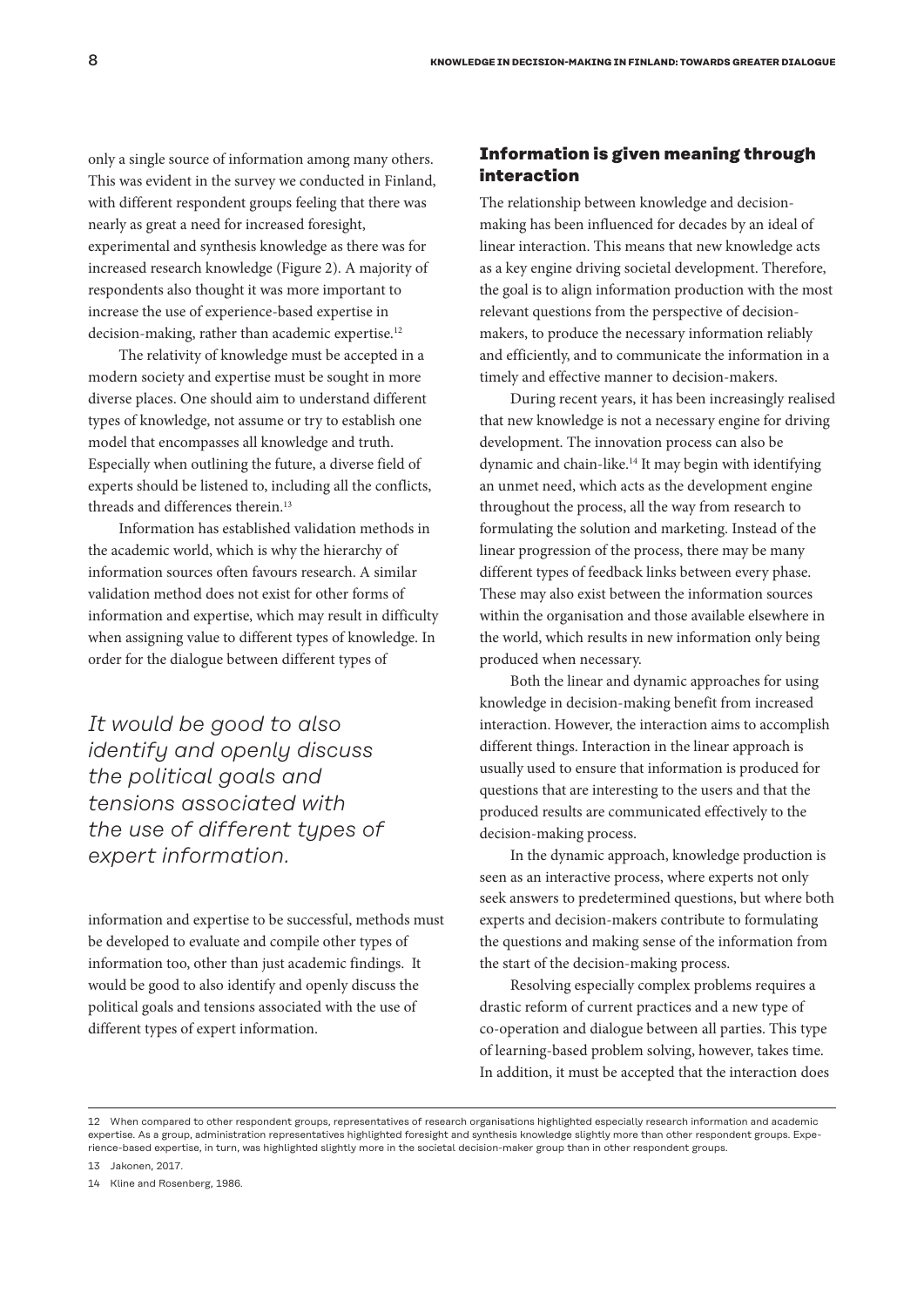only a single source of information among many others. This was evident in the survey we conducted in Finland, with different respondent groups feeling that there was nearly as great a need for increased foresight, experimental and synthesis knowledge as there was for increased research knowledge (Figure 2). A majority of respondents also thought it was more important to increase the use of experience-based expertise in decision-making, rather than academic expertise.[12]

The relativity of knowledge must be accepted in a modern society and expertise must be sought in more diverse places. One should aim to understand different types of knowledge, not assume or try to establish one model that encompasses all knowledge and truth. Especially when outlining the future, a diverse field of experts should be listened to, including all the conflicts, threads and differences therein.[13]

Information has established validation methods in the academic world, which is why the hierarchy of information sources often favours research. A similar validation method does not exist for other forms of information and expertise, which may result in difficulty when assigning value to different types of knowledge. In order for the dialogue between different types of information and expertise to be successful, methods must be developed to evaluate and compile other types of information too, other than just academic findings. It would be good to also identify and openly discuss the political goals and tensions associated with the use of different types of expert information.

> *It would be good to also identify and openly discuss the political goals and tensions associated with the use of different types of expert information.*

## Information is given meaning through interaction

The relationship between knowledge and decision-making has been influenced for decades by an ideal of linear interaction. This means that new knowledge acts as a key engine driving societal development. Therefore, the goal is to align information production with the most relevant questions from the perspective of decision-makers, to produce the necessary information reliably and efficiently, and to communicate the information in a timely and effective manner to decision-makers.

During recent years, it has been increasingly realised that new knowledge is not a necessary engine for driving development. The innovation process can also be dynamic and chain-like.[14] It may begin with identifying an unmet need, which acts as the development engine throughout the process, all the way from research to formulating the solution and marketing. Instead of the linear progression of the process, there may be many different types of feedback links between every phase. These may also exist between the information sources within the organisation and those available elsewhere in the world, which results in new information only being produced when necessary.

Both the linear and dynamic approaches for using knowledge in decision-making benefit from increased interaction. However, the interaction aims to accomplish different things. Interaction in the linear approach is usually used to ensure that information is produced for questions that are interesting to the users and that the produced results are communicated effectively to the decision-making process.

In the dynamic approach, knowledge production is seen as an interactive process, where experts not only seek answers to predetermined questions, but where both experts and decision-makers contribute to formulating the questions and making sense of the information from the start of the decision-making process.

Resolving especially complex problems requires a drastic reform of current practices and a new type of co-operation and dialogue between all parties. This type of learning-based problem solving, however, takes time. In addition, it must be accepted that the interaction does

---

12 When compared to other respondent groups, representatives of research organisations highlighted especially research information and academic expertise. As a group, administration representatives highlighted foresight and synthesis knowledge slightly more than other respondent groups. Experience-based expertise, in turn, was highlighted slightly more in the societal decision-maker group than in other respondent groups.

13 Jakonen, 2017.

14 Kline and Rosenberg, 1986.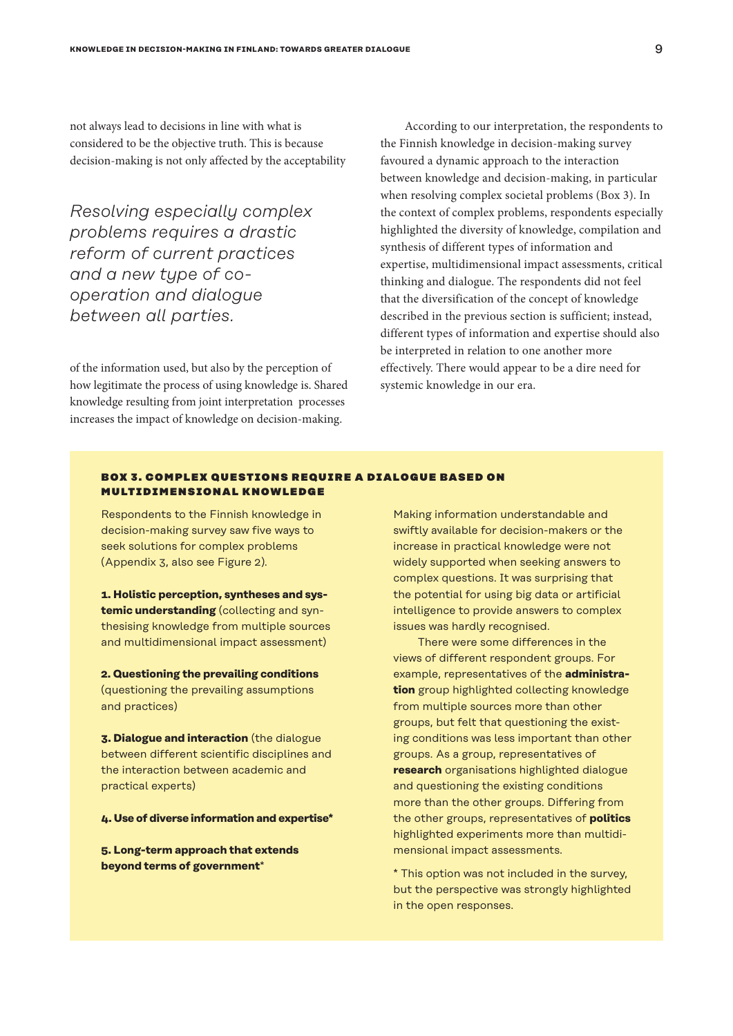not always lead to decisions in line with what is considered to be the objective truth. This is because decision-making is not only affected by the acceptability of the information used, but also by the perception of how legitimate the process of using knowledge is. Shared knowledge resulting from joint interpretation processes increases the impact of knowledge on decision-making.

*Resolving especially complex problems requires a drastic reform of current practices and a new type of co-operation and dialogue between all parties.*

According to our interpretation, the respondents to the Finnish knowledge in decision-making survey favoured a dynamic approach to the interaction between knowledge and decision-making, in particular when resolving complex societal problems (Box 3). In the context of complex problems, respondents especially highlighted the diversity of knowledge, compilation and synthesis of different types of information and expertise, multidimensional impact assessments, critical thinking and dialogue. The respondents did not feel that the diversification of the concept of knowledge described in the previous section is sufficient; instead, different types of information and expertise should also be interpreted in relation to one another more effectively. There would appear to be a dire need for systemic knowledge in our era.

### BOX 3. COMPLEX QUESTIONS REQUIRE A DIALOGUE BASED ON MULTIDIMENSIONAL KNOWLEDGE

Respondents to the Finnish knowledge in decision-making survey saw five ways to seek solutions for complex problems (Appendix 3, also see Figure 2).

**1. Holistic perception, syntheses and systemic understanding** (collecting and synthesising knowledge from multiple sources and multidimensional impact assessment)

**2. Questioning the prevailing conditions** (questioning the prevailing assumptions and practices)

**3. Dialogue and interaction** (the dialogue between different scientific disciplines and the interaction between academic and practical experts)

**4. Use of diverse information and expertise***

**5. Long-term approach that extends beyond terms of government***

Making information understandable and swiftly available for decision-makers or the increase in practical knowledge were not widely supported when seeking answers to complex questions. It was surprising that the potential for using big data or artificial intelligence to provide answers to complex issues was hardly recognised.

There were some differences in the views of different respondent groups. For example, representatives of the **administration** group highlighted collecting knowledge from multiple sources more than other groups, but felt that questioning the existing conditions was less important than other groups. As a group, representatives of **research** organisations highlighted dialogue and questioning the existing conditions more than the other groups. Differing from the other groups, representatives of **politics** highlighted experiments more than multidimensional impact assessments.

* This option was not included in the survey, but the perspective was strongly highlighted in the open responses.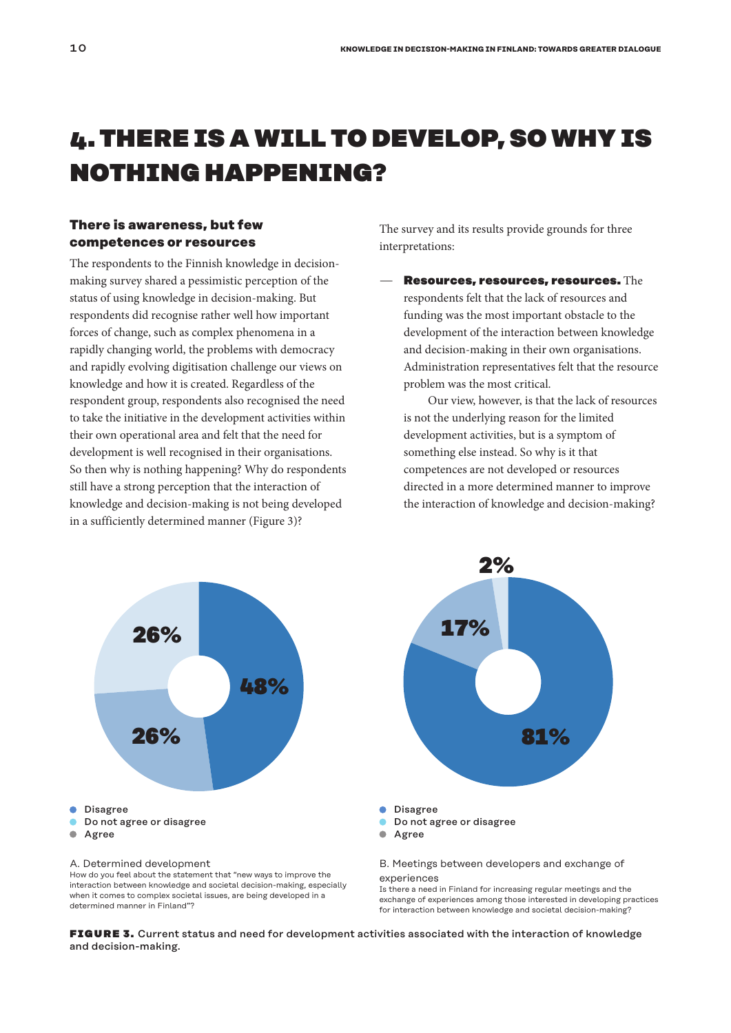# 4. THERE IS A WILL TO DEVELOP, SO WHY IS NOTHING HAPPENING?

### There is awareness, but few competences or resources

The respondents to the Finnish knowledge in decision-making survey shared a pessimistic perception of the status of using knowledge in decision-making. But respondents did recognise rather well how important forces of change, such as complex phenomena in a rapidly changing world, the problems with democracy and rapidly evolving digitisation challenge our views on knowledge and how it is created. Regardless of the respondent group, respondents also recognised the need to take the initiative in the development activities within their own operational area and felt that the need for development is well recognised in their organisations. So then why is nothing happening? Why do respondents still have a strong perception that the interaction of knowledge and decision-making is not being developed in a sufficiently determined manner (Figure 3)?

The survey and its results provide grounds for three interpretations:

— **Resources, resources, resources.** The respondents felt that the lack of resources and funding was the most important obstacle to the development of the interaction between knowledge and decision-making in their own organisations. Administration representatives felt that the resource problem was the most critical.

Our view, however, is that the lack of resources is not the underlying reason for the limited development activities, but is a symptom of something else instead. So why is it that competences are not developed or resources directed in a more determined manner to improve the interaction of knowledge and decision-making?

48%
26%
26%

- Disagree
- Do not agree or disagree
- Agree

A. Determined development
How do you feel about the statement that "new ways to improve the interaction between knowledge and societal decision-making, especially when it comes to complex societal issues, are being developed in a determined manner in Finland"?

81%
17%
2%

- Disagree
- Do not agree or disagree
- Agree

B. Meetings between developers and exchange of experiences
Is there a need in Finland for increasing regular meetings and the exchange of experiences among those interested in developing practices for interaction between knowledge and societal decision-making?

**FIGURE 3.** Current status and need for development activities associated with the interaction of knowledge and decision-making.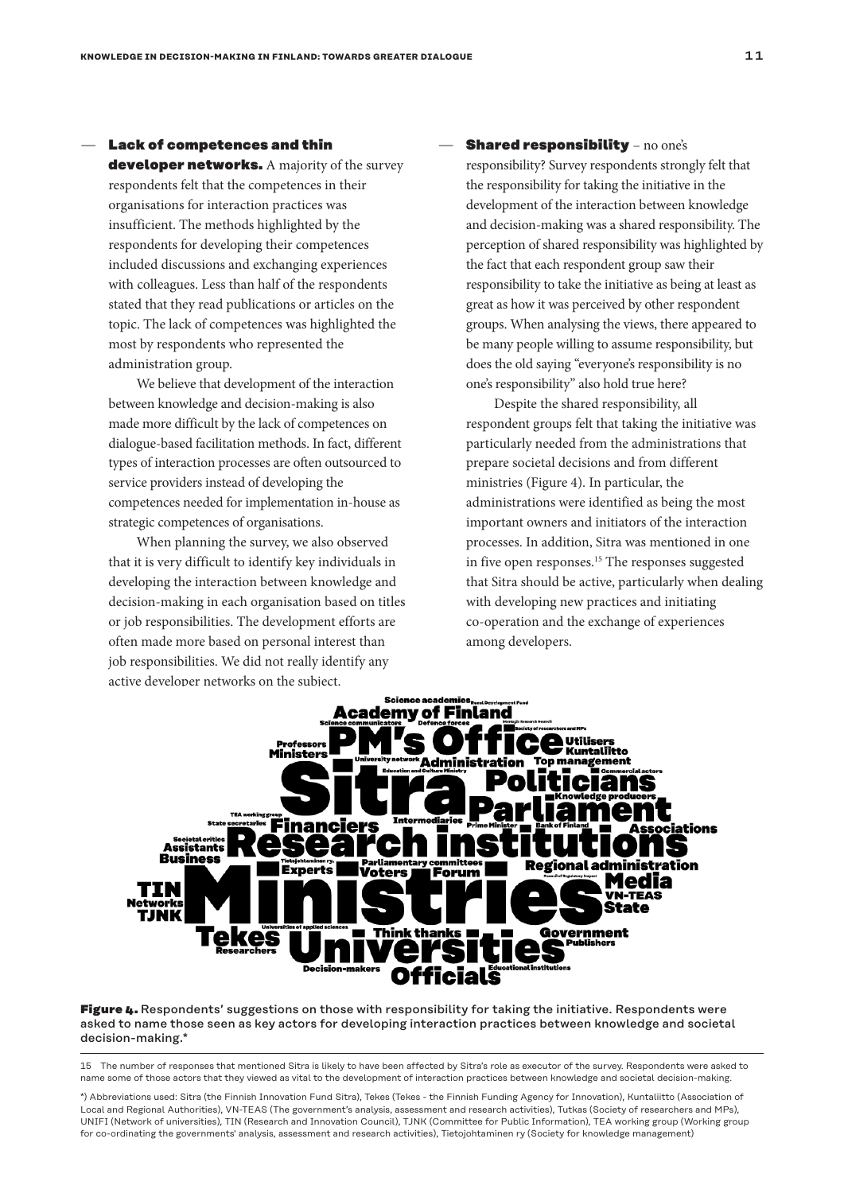— **Lack of competences and thin developer networks.** A majority of the survey respondents felt that the competences in their organisations for interaction practices was insufficient. The methods highlighted by the respondents for developing their competences included discussions and exchanging experiences with colleagues. Less than half of the respondents stated that they read publications or articles on the topic. The lack of competences was highlighted the most by respondents who represented the administration group.

We believe that development of the interaction between knowledge and decision-making is also made more difficult by the lack of competences on dialogue-based facilitation methods. In fact, different types of interaction processes are often outsourced to service providers instead of developing the competences needed for implementation in-house as strategic competences of organisations.

When planning the survey, we also observed that it is very difficult to identify key individuals in developing the interaction between knowledge and decision-making in each organisation based on titles or job responsibilities. The development efforts are often made more based on personal interest than job responsibilities. We did not really identify any active developer networks on the subject.

— **Shared responsibility** – no one's responsibility? Survey respondents strongly felt that the responsibility for taking the initiative in the development of the interaction between knowledge and decision-making was a shared responsibility. The perception of shared responsibility was highlighted by the fact that each respondent group saw their responsibility to take the initiative as being at least as great as how it was perceived by other respondent groups. When analysing the views, there appeared to be many people willing to assume responsibility, but does the old saying "everyone's responsibility is no one's responsibility" also hold true here?

Despite the shared responsibility, all respondent groups felt that taking the initiative was particularly needed from the administrations that prepare societal decisions and from different ministries (Figure 4). In particular, the administrations were identified as being the most important owners and initiators of the interaction processes. In addition, Sitra was mentioned in one in five open responses.[15] The responses suggested that Sitra should be active, particularly when dealing with developing new practices and initiating co-operation and the exchange of experiences among developers.

**Figure 4.** Respondents' suggestions on those with responsibility for taking the initiative. Respondents were asked to name those seen as key actors for developing interaction practices between knowledge and societal decision-making.*

15 The number of responses that mentioned Sitra is likely to have been affected by Sitra's role as executor of the survey. Respondents were asked to name some of those actors that they viewed as vital to the development of interaction practices between knowledge and societal decision-making.

*) Abbreviations used: Sitra (the Finnish Innovation Fund Sitra), Tekes (Tekes - the Finnish Funding Agency for Innovation), Kuntaliitto (Association of Local and Regional Authorities), VN-TEAS (The government's analysis, assessment and research activities), Tutkas (Society of researchers and MPs), UNIFI (Network of universities), TIN (Research and Innovation Council), TJNK (Committee for Public Information), TEA working group (Working group for co-ordinating the governments' analysis, assessment and research activities), Tietojohtaminen ry (Society for knowledge management)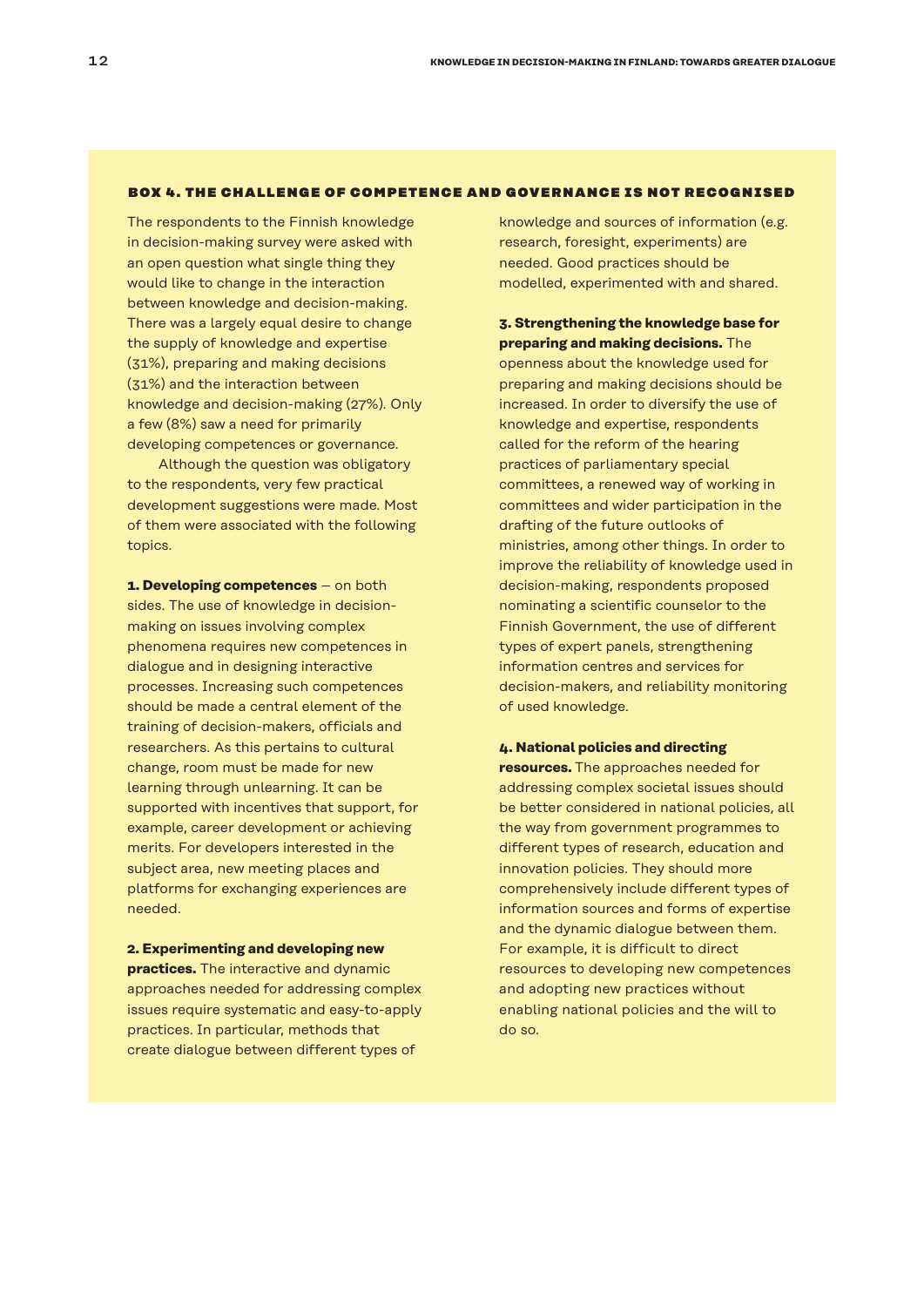### BOX 4. THE CHALLENGE OF COMPETENCE AND GOVERNANCE IS NOT RECOGNISED

The respondents to the Finnish knowledge in decision-making survey were asked with an open question what single thing they would like to change in the interaction between knowledge and decision-making. There was a largely equal desire to change the supply of knowledge and expertise (31%), preparing and making decisions (31%) and the interaction between knowledge and decision-making (27%). Only a few (8%) saw a need for primarily developing competences or governance.

Although the question was obligatory to the respondents, very few practical development suggestions were made. Most of them were associated with the following topics.

**1. Developing competences** – on both sides. The use of knowledge in decision-making on issues involving complex phenomena requires new competences in dialogue and in designing interactive processes. Increasing such competences should be made a central element of the training of decision-makers, officials and researchers. As this pertains to cultural change, room must be made for new learning through unlearning. It can be supported with incentives that support, for example, career development or achieving merits. For developers interested in the subject area, new meeting places and platforms for exchanging experiences are needed.

**2. Experimenting and developing new practices.** The interactive and dynamic approaches needed for addressing complex issues require systematic and easy-to-apply practices. In particular, methods that create dialogue between different types of knowledge and sources of information (e.g. research, foresight, experiments) are needed. Good practices should be modelled, experimented with and shared.

**3. Strengthening the knowledge base for preparing and making decisions.** The openness about the knowledge used for preparing and making decisions should be increased. In order to diversify the use of knowledge and expertise, respondents called for the reform of the hearing practices of parliamentary special committees, a renewed way of working in committees and wider participation in the drafting of the future outlooks of ministries, among other things. In order to improve the reliability of knowledge used in decision-making, respondents proposed nominating a scientific counselor to the Finnish Government, the use of different types of expert panels, strengthening information centres and services for decision-makers, and reliability monitoring of used knowledge.

**4. National policies and directing resources.** The approaches needed for addressing complex societal issues should be better considered in national policies, all the way from government programmes to different types of research, education and innovation policies. They should more comprehensively include different types of information sources and forms of expertise and the dynamic dialogue between them. For example, it is difficult to direct resources to developing new competences and adopting new practices without enabling national policies and the will to do so.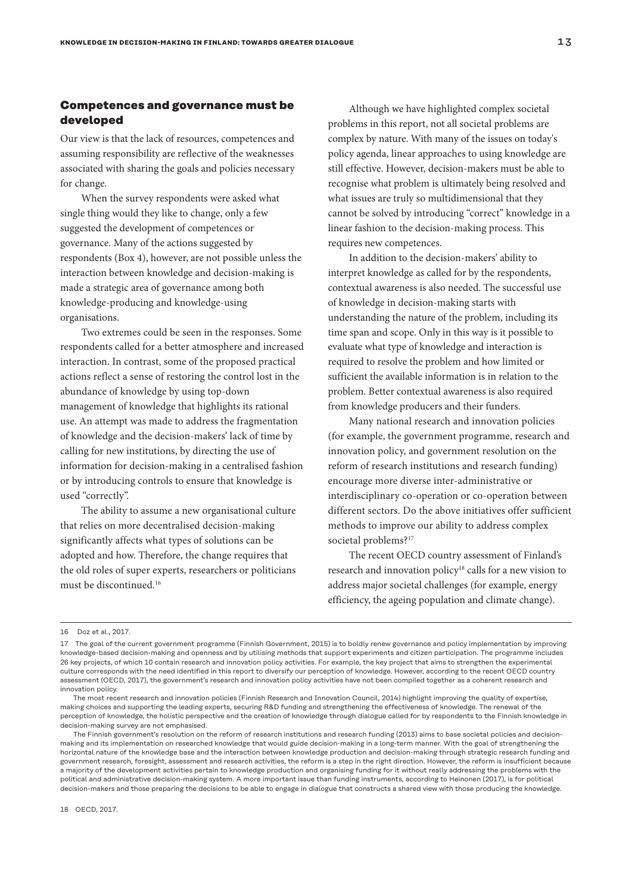## Competences and governance must be developed

Our view is that the lack of resources, competences and assuming responsibility are reflective of the weaknesses associated with sharing the goals and policies necessary for change.

When the survey respondents were asked what single thing would they like to change, only a few suggested the development of competences or governance. Many of the actions suggested by respondents (Box 4), however, are not possible unless the interaction between knowledge and decision-making is made a strategic area of governance among both knowledge-producing and knowledge-using organisations.

Two extremes could be seen in the responses. Some respondents called for a better atmosphere and increased interaction. In contrast, some of the proposed practical actions reflect a sense of restoring the control lost in the abundance of knowledge by using top-down management of knowledge that highlights its rational use. An attempt was made to address the fragmentation of knowledge and the decision-makers' lack of time by calling for new institutions, by directing the use of information for decision-making in a centralised fashion or by introducing controls to ensure that knowledge is used "correctly".

The ability to assume a new organisational culture that relies on more decentralised decision-making significantly affects what types of solutions can be adopted and how. Therefore, the change requires that the old roles of super experts, researchers or politicians must be discontinued.[16]

Although we have highlighted complex societal problems in this report, not all societal problems are complex by nature. With many of the issues on today's policy agenda, linear approaches to using knowledge are still effective. However, decision-makers must be able to recognise what problem is ultimately being resolved and what issues are truly so multidimensional that they cannot be solved by introducing "correct" knowledge in a linear fashion to the decision-making process. This requires new competences.

In addition to the decision-makers' ability to interpret knowledge as called for by the respondents, contextual awareness is also needed. The successful use of knowledge in decision-making starts with understanding the nature of the problem, including its time span and scope. Only in this way is it possible to evaluate what type of knowledge and interaction is required to resolve the problem and how limited or sufficient the available information is in relation to the problem. Better contextual awareness is also required from knowledge producers and their funders.

Many national research and innovation policies (for example, the government programme, research and innovation policy, and government resolution on the reform of research institutions and research funding) encourage more diverse inter-administrative or interdisciplinary co-operation or co-operation between different sectors. Do the above initiatives offer sufficient methods to improve our ability to address complex societal problems?[17]

The recent OECD country assessment of Finland's research and innovation policy[18] calls for a new vision to address major societal challenges (for example, energy efficiency, the ageing population and climate change).

---

16 Doz et al., 2017.

17 The goal of the current government programme (Finnish Government, 2015) is to boldly renew governance and policy implementation by improving knowledge-based decision-making and openness and by utilising methods that support experiments and citizen participation. The programme includes 26 key projects, of which 10 contain research and innovation policy activities. For example, the key project that aims to strengthen the experimental culture corresponds with the need identified in this report to diversify our perception of knowledge. However, according to the recent OECD country assessment (OECD, 2017), the government's research and innovation policy activities have not been compiled together as a coherent research and innovation policy.

The most recent research and innovation policies (Finnish Research and Innovation Council, 2014) highlight improving the quality of expertise, making choices and supporting the leading experts, securing R&D funding and strengthening the effectiveness of knowledge. The renewal of the perception of knowledge, the holistic perspective and the creation of knowledge through dialogue called for by respondents to the Finnish knowledge in decision-making survey are not emphasised.

The Finnish government's resolution on the reform of research institutions and research funding (2013) aims to base societal policies and decision-making and its implementation on researched knowledge that would guide decision-making in a long-term manner. With the goal of strengthening the horizontal nature of the knowledge base and the interaction between knowledge production and decision-making through strategic research funding and government research, foresight, assessment and research activities, the reform is a step in the right direction. However, the reform is insufficient because a majority of the development activities pertain to knowledge production and organising funding for it without really addressing the problems with the political and administrative decision-making system. A more important issue than funding instruments, according to Heinonen (2017), is for political decision-makers and those preparing the decisions to be able to engage in dialogue that constructs a shared view with those producing the knowledge.

18 OECD, 2017.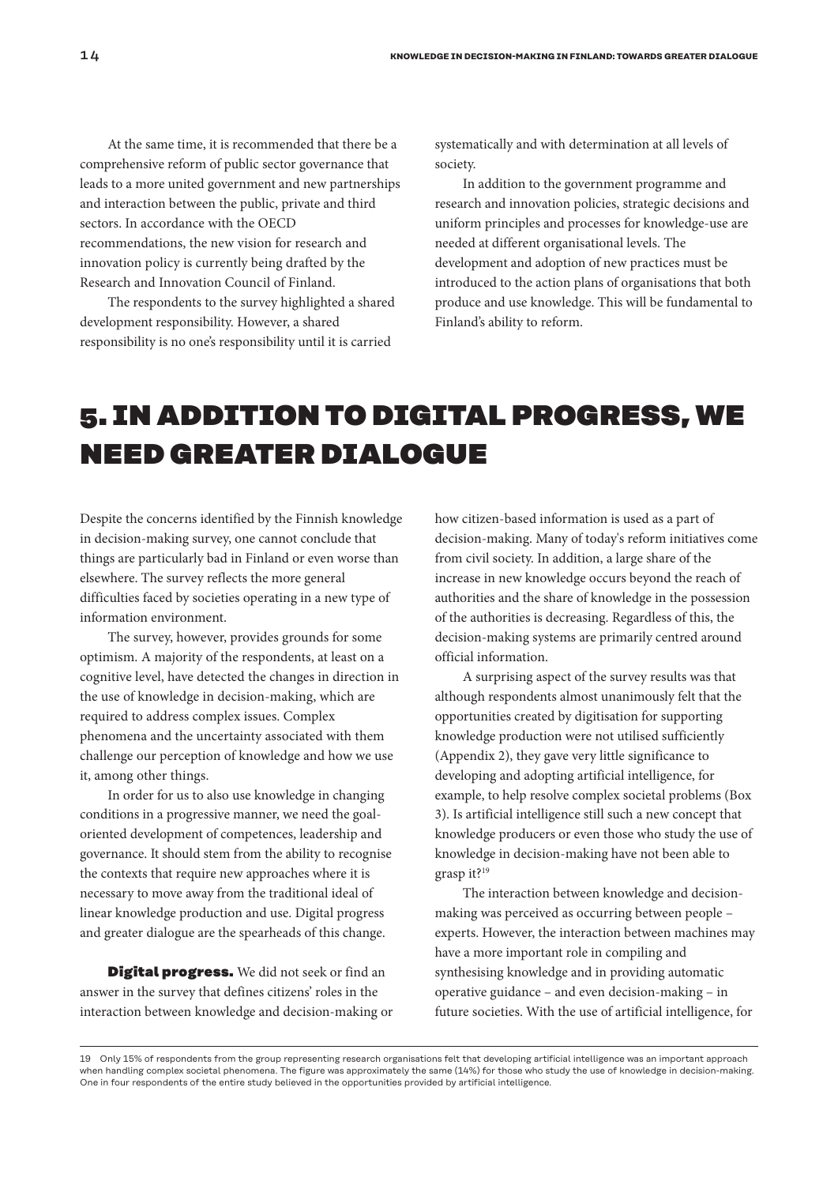At the same time, it is recommended that there be a comprehensive reform of public sector governance that leads to a more united government and new partnerships and interaction between the public, private and third sectors. In accordance with the OECD recommendations, the new vision for research and innovation policy is currently being drafted by the Research and Innovation Council of Finland.

The respondents to the survey highlighted a shared development responsibility. However, a shared responsibility is no one's responsibility until it is carried systematically and with determination at all levels of society.

In addition to the government programme and research and innovation policies, strategic decisions and uniform principles and processes for knowledge-use are needed at different organisational levels. The development and adoption of new practices must be introduced to the action plans of organisations that both produce and use knowledge. This will be fundamental to Finland's ability to reform.

# 5. IN ADDITION TO DIGITAL PROGRESS, WE NEED GREATER DIALOGUE

Despite the concerns identified by the Finnish knowledge in decision-making survey, one cannot conclude that things are particularly bad in Finland or even worse than elsewhere. The survey reflects the more general difficulties faced by societies operating in a new type of information environment.

The survey, however, provides grounds for some optimism. A majority of the respondents, at least on a cognitive level, have detected the changes in direction in the use of knowledge in decision-making, which are required to address complex issues. Complex phenomena and the uncertainty associated with them challenge our perception of knowledge and how we use it, among other things.

In order for us to also use knowledge in changing conditions in a progressive manner, we need the goal-oriented development of competences, leadership and governance. It should stem from the ability to recognise the contexts that require new approaches where it is necessary to move away from the traditional ideal of linear knowledge production and use. Digital progress and greater dialogue are the spearheads of this change.

**Digital progress.** We did not seek or find an answer in the survey that defines citizens' roles in the interaction between knowledge and decision-making or how citizen-based information is used as a part of decision-making. Many of today's reform initiatives come from civil society. In addition, a large share of the increase in new knowledge occurs beyond the reach of authorities and the share of knowledge in the possession of the authorities is decreasing. Regardless of this, the decision-making systems are primarily centred around official information.

A surprising aspect of the survey results was that although respondents almost unanimously felt that the opportunities created by digitisation for supporting knowledge production were not utilised sufficiently (Appendix 2), they gave very little significance to developing and adopting artificial intelligence, for example, to help resolve complex societal problems (Box 3). Is artificial intelligence still such a new concept that knowledge producers or even those who study the use of knowledge in decision-making have not been able to grasp it?[19]

The interaction between knowledge and decision-making was perceived as occurring between people – experts. However, the interaction between machines may have a more important role in compiling and synthesising knowledge and in providing automatic operative guidance – and even decision-making – in future societies. With the use of artificial intelligence, for

19 Only 15% of respondents from the group representing research organisations felt that developing artificial intelligence was an important approach when handling complex societal phenomena. The figure was approximately the same (14%) for those who study the use of knowledge in decision-making. One in four respondents of the entire study believed in the opportunities provided by artificial intelligence.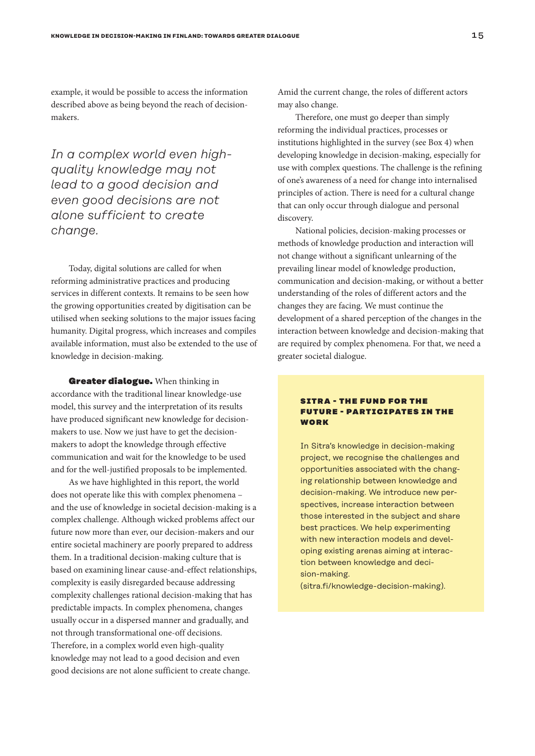example, it would be possible to access the information described above as being beyond the reach of decision-makers.

*In a complex world even high-quality knowledge may not lead to a good decision and even good decisions are not alone sufficient to create change.*

Today, digital solutions are called for when reforming administrative practices and producing services in different contexts. It remains to be seen how the growing opportunities created by digitisation can be utilised when seeking solutions to the major issues facing humanity. Digital progress, which increases and compiles available information, must also be extended to the use of knowledge in decision-making.

**Greater dialogue.** When thinking in accordance with the traditional linear knowledge-use model, this survey and the interpretation of its results have produced significant new knowledge for decision-makers to use. Now we just have to get the decision-makers to adopt the knowledge through effective communication and wait for the knowledge to be used and for the well-justified proposals to be implemented.

As we have highlighted in this report, the world does not operate like this with complex phenomena – and the use of knowledge in societal decision-making is a complex challenge. Although wicked problems affect our future now more than ever, our decision-makers and our entire societal machinery are poorly prepared to address them. In a traditional decision-making culture that is based on examining linear cause-and-effect relationships, complexity is easily disregarded because addressing complexity challenges rational decision-making that has predictable impacts. In complex phenomena, changes usually occur in a dispersed manner and gradually, and not through transformational one-off decisions. Therefore, in a complex world even high-quality knowledge may not lead to a good decision and even good decisions are not alone sufficient to create change. Amid the current change, the roles of different actors may also change.

Therefore, one must go deeper than simply reforming the individual practices, processes or institutions highlighted in the survey (see Box 4) when developing knowledge in decision-making, especially for use with complex questions. The challenge is the refining of one's awareness of a need for change into internalised principles of action. There is need for a cultural change that can only occur through dialogue and personal discovery.

National policies, decision-making processes or methods of knowledge production and interaction will not change without a significant unlearning of the prevailing linear model of knowledge production, communication and decision-making, or without a better understanding of the roles of different actors and the changes they are facing. We must continue the development of a shared perception of the changes in the interaction between knowledge and decision-making that are required by complex phenomena. For that, we need a greater societal dialogue.

### SITRA – THE FUND FOR THE FUTURE – PARTICIPATES IN THE WORK

In Sitra's knowledge in decision-making project, we recognise the challenges and opportunities associated with the changing relationship between knowledge and decision-making. We introduce new perspectives, increase interaction between those interested in the subject and share best practices. We help experimenting with new interaction models and developing existing arenas aiming at interaction between knowledge and decision-making. (sitra.fi/knowledge-decision-making).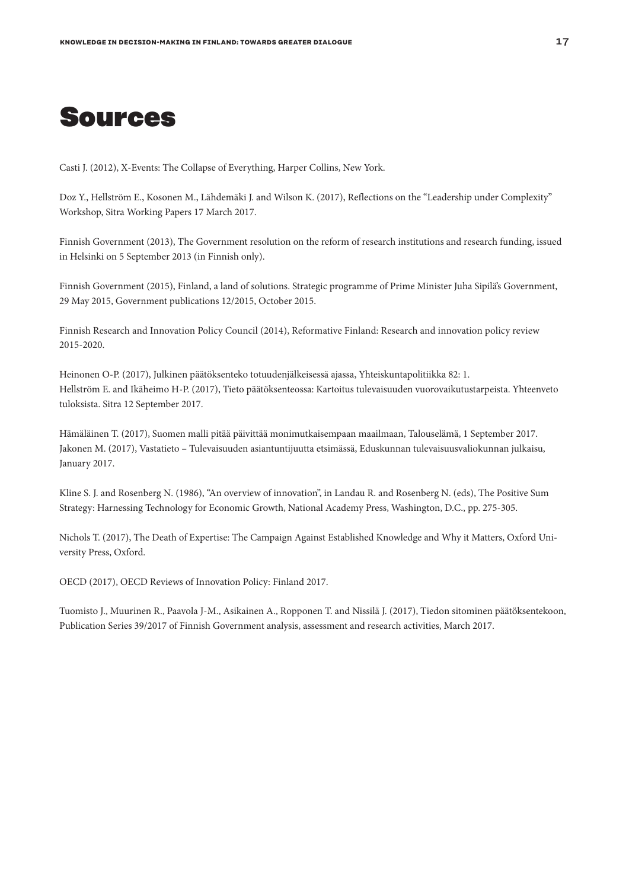# Sources

Casti J. (2012), X-Events: The Collapse of Everything, Harper Collins, New York.

Doz Y., Hellström E., Kosonen M., Lähdemäki J. and Wilson K. (2017), Reflections on the "Leadership under Complexity" Workshop, Sitra Working Papers 17 March 2017.

Finnish Government (2013), The Government resolution on the reform of research institutions and research funding, issued in Helsinki on 5 September 2013 (in Finnish only).

Finnish Government (2015), Finland, a land of solutions. Strategic programme of Prime Minister Juha Sipilä's Government, 29 May 2015, Government publications 12/2015, October 2015.

Finnish Research and Innovation Policy Council (2014), Reformative Finland: Research and innovation policy review 2015-2020.

Heinonen O-P. (2017), Julkinen päätöksenteko totuudenjälkeisessä ajassa, Yhteiskuntapolitiikka 82: 1.
Hellström E. and Ikäheimo H-P. (2017), Tieto päätöksenteossa: Kartoitus tulevaisuuden vuorovaikutustarpeista. Yhteenveto tuloksista. Sitra 12 September 2017.

Hämäläinen T. (2017), Suomen malli pitää päivittää monimutkaisempaan maailmaan, Talouselämä, 1 September 2017.
Jakonen M. (2017), Vastatieto – Tulevaisuuden asiantuntijuutta etsimässä, Eduskunnan tulevaisuusvaliokunnan julkaisu, January 2017.

Kline S. J. and Rosenberg N. (1986), "An overview of innovation", in Landau R. and Rosenberg N. (eds), The Positive Sum Strategy: Harnessing Technology for Economic Growth, National Academy Press, Washington, D.C., pp. 275-305.

Nichols T. (2017), The Death of Expertise: The Campaign Against Established Knowledge and Why it Matters, Oxford University Press, Oxford.

OECD (2017), OECD Reviews of Innovation Policy: Finland 2017.

Tuomisto J., Muurinen R., Paavola J-M., Asikainen A., Ropponen T. and Nissilä J. (2017), Tiedon sitominen päätöksentekoon, Publication Series 39/2017 of Finnish Government analysis, assessment and research activities, March 2017.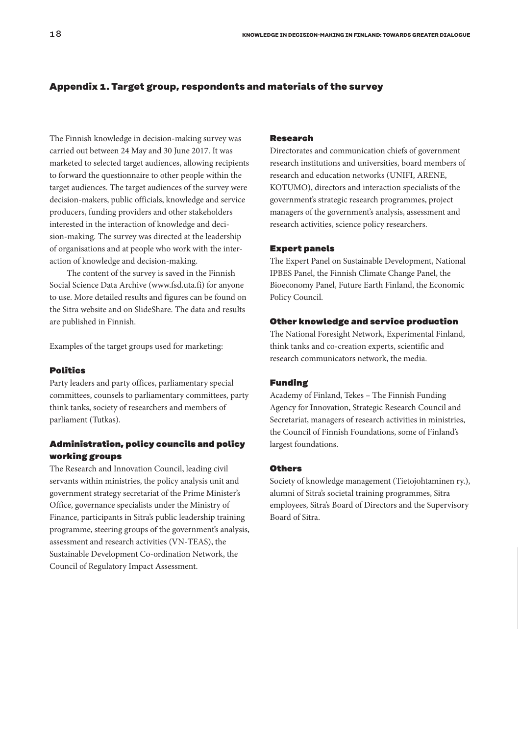## Appendix 1. Target group, respondents and materials of the survey

The Finnish knowledge in decision-making survey was carried out between 24 May and 30 June 2017. It was marketed to selected target audiences, allowing recipients to forward the questionnaire to other people within the target audiences. The target audiences of the survey were decision-makers, public officials, knowledge and service producers, funding providers and other stakeholders interested in the interaction of knowledge and decision-making. The survey was directed at the leadership of organisations and at people who work with the interaction of knowledge and decision-making.

The content of the survey is saved in the Finnish Social Science Data Archive (www.fsd.uta.fi) for anyone to use. More detailed results and figures can be found on the Sitra website and on SlideShare. The data and results are published in Finnish.

Examples of the target groups used for marketing:

### Politics

Party leaders and party offices, parliamentary special committees, counsels to parliamentary committees, party think tanks, society of researchers and members of parliament (Tutkas).

### Administration, policy councils and policy working groups

The Research and Innovation Council, leading civil servants within ministries, the policy analysis unit and government strategy secretariat of the Prime Minister's Office, governance specialists under the Ministry of Finance, participants in Sitra's public leadership training programme, steering groups of the government's analysis, assessment and research activities (VN-TEAS), the Sustainable Development Co-ordination Network, the Council of Regulatory Impact Assessment.

### Research

Directorates and communication chiefs of government research institutions and universities, board members of research and education networks (UNIFI, ARENE, KOTUMO), directors and interaction specialists of the government's strategic research programmes, project managers of the government's analysis, assessment and research activities, science policy researchers.

### Expert panels

The Expert Panel on Sustainable Development, National IPBES Panel, the Finnish Climate Change Panel, the Bioeconomy Panel, Future Earth Finland, the Economic Policy Council.

### Other knowledge and service production

The National Foresight Network, Experimental Finland, think tanks and co-creation experts, scientific and research communicators network, the media.

### Funding

Academy of Finland, Tekes – The Finnish Funding Agency for Innovation, Strategic Research Council and Secretariat, managers of research activities in ministries, the Council of Finnish Foundations, some of Finland's largest foundations.

### Others

Society of knowledge management (Tietojohtaminen ry.), alumni of Sitra's societal training programmes, Sitra employees, Sitra's Board of Directors and the Supervisory Board of Sitra.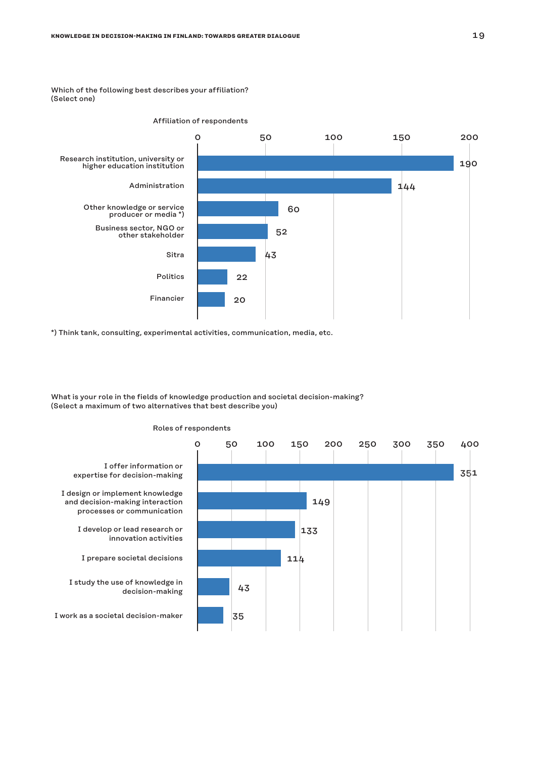Which of the following best describes your affiliation?
(Select one)

Affiliation of respondents

| Affiliation | Respondents |
|---|---|
| Research institution, university or higher education institution | 190 |
| Administration | 144 |
| Other knowledge or service producer or media *) | 60 |
| Business sector, NGO or other stakeholder | 52 |
| Sitra | 43 |
| Politics | 22 |
| Financier | 20 |

*) Think tank, consulting, experimental activities, communication, media, etc.

What is your role in the fields of knowledge production and societal decision-making?
(Select a maximum of two alternatives that best describe you)

Roles of respondents

| Role | Respondents |
|---|---|
| I offer information or expertise for decision-making | 351 |
| I design or implement knowledge and decision-making interaction processes or communication | 149 |
| I develop or lead research or innovation activities | 133 |
| I prepare societal decisions | 114 |
| I study the use of knowledge in decision-making | 43 |
| I work as a societal decision-maker | 35 |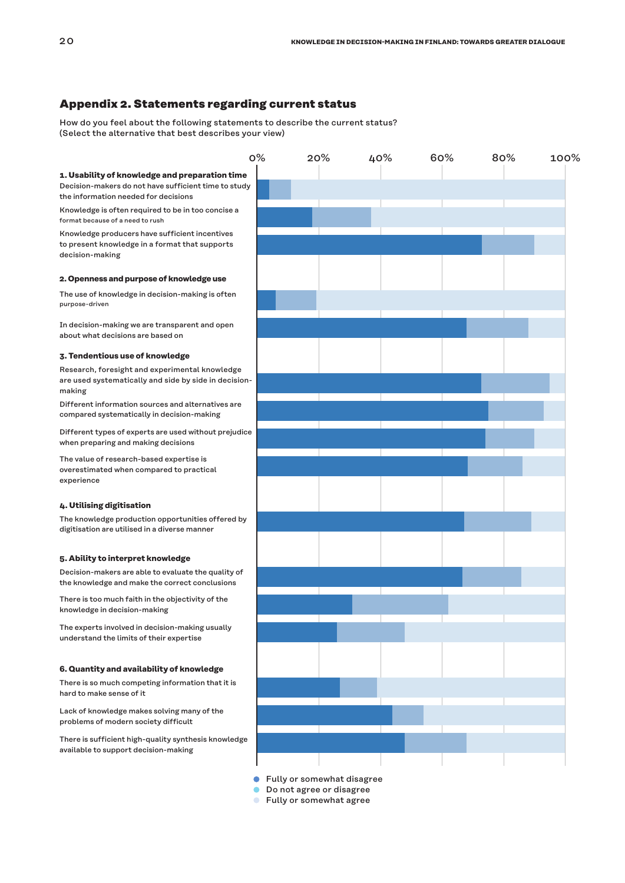## Appendix 2. Statements regarding current status

How do you feel about the following statements to describe the current status?
(Select the alternative that best describes your view)

0% 20% 40% 60% 80% 100%

**1. Usability of knowledge and preparation time**

Decision-makers do not have sufficient time to study the information needed for decisions

Knowledge is often required to be in too concise a format because of a need to rush

Knowledge producers have sufficient incentives to present knowledge in a format that supports decision-making

**2. Openness and purpose of knowledge use**

The use of knowledge in decision-making is often purpose-driven

In decision-making we are transparent and open about what decisions are based on

**3. Tendentious use of knowledge**

Research, foresight and experimental knowledge are used systematically and side by side in decision-making

Different information sources and alternatives are compared systematically in decision-making

Different types of experts are used without prejudice when preparing and making decisions

The value of research-based expertise is overestimated when compared to practical experience

**4. Utilising digitisation**

The knowledge production opportunities offered by digitisation are utilised in a diverse manner

**5. Ability to interpret knowledge**

Decision-makers are able to evaluate the quality of the knowledge and make the correct conclusions

There is too much faith in the objectivity of the knowledge in decision-making

The experts involved in decision-making usually understand the limits of their expertise

**6. Quantity and availability of knowledge**

There is so much competing information that it is hard to make sense of it

Lack of knowledge makes solving many of the problems of modern society difficult

There is sufficient high-quality synthesis knowledge available to support decision-making

- Fully or somewhat disagree
- Do not agree or disagree
- Fully or somewhat agree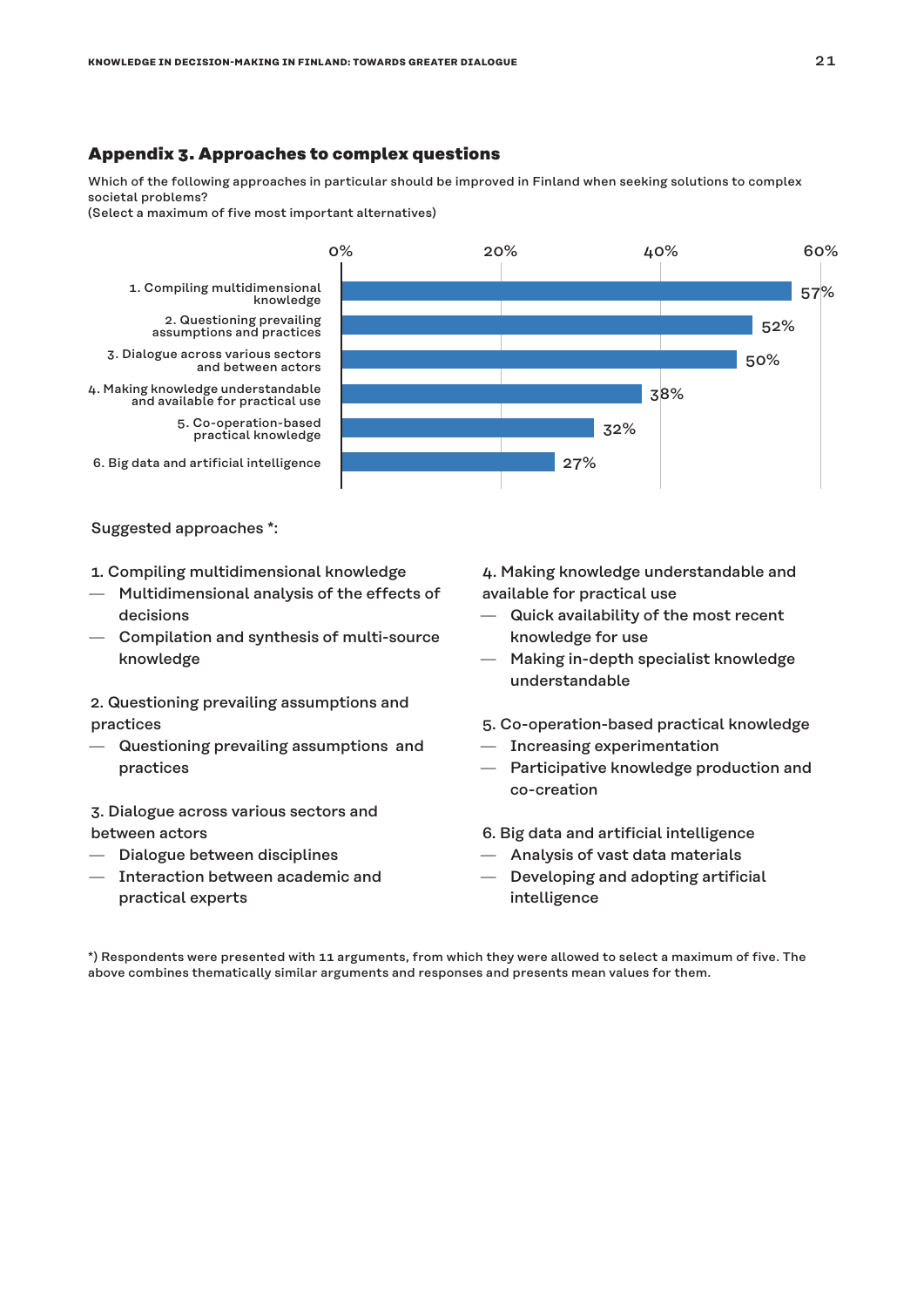## Appendix 3. Approaches to complex questions

Which of the following approaches in particular should be improved in Finland when seeking solutions to complex societal problems?
(Select a maximum of five most important alternatives)

| Approach | Share |
|---|---|
| 1. Compiling multidimensional knowledge | 57% |
| 2. Questioning prevailing assumptions and practices | 52% |
| 3. Dialogue across various sectors and between actors | 50% |
| 4. Making knowledge understandable and available for practical use | 38% |
| 5. Co-operation-based practical knowledge | 32% |
| 6. Big data and artificial intelligence | 27% |

Suggested approaches *:

1. Compiling multidimensional knowledge
   - Multidimensional analysis of the effects of decisions
   - Compilation and synthesis of multi-source knowledge

2. Questioning prevailing assumptions and practices
   - Questioning prevailing assumptions and practices

3. Dialogue across various sectors and between actors
   - Dialogue between disciplines
   - Interaction between academic and practical experts

4. Making knowledge understandable and available for practical use
   - Quick availability of the most recent knowledge for use
   - Making in-depth specialist knowledge understandable

5. Co-operation-based practical knowledge
   - Increasing experimentation
   - Participative knowledge production and co-creation

6. Big data and artificial intelligence
   - Analysis of vast data materials
   - Developing and adopting artificial intelligence

*) Respondents were presented with 11 arguments, from which they were allowed to select a maximum of five. The above combines thematically similar arguments and responses and presents mean values for them.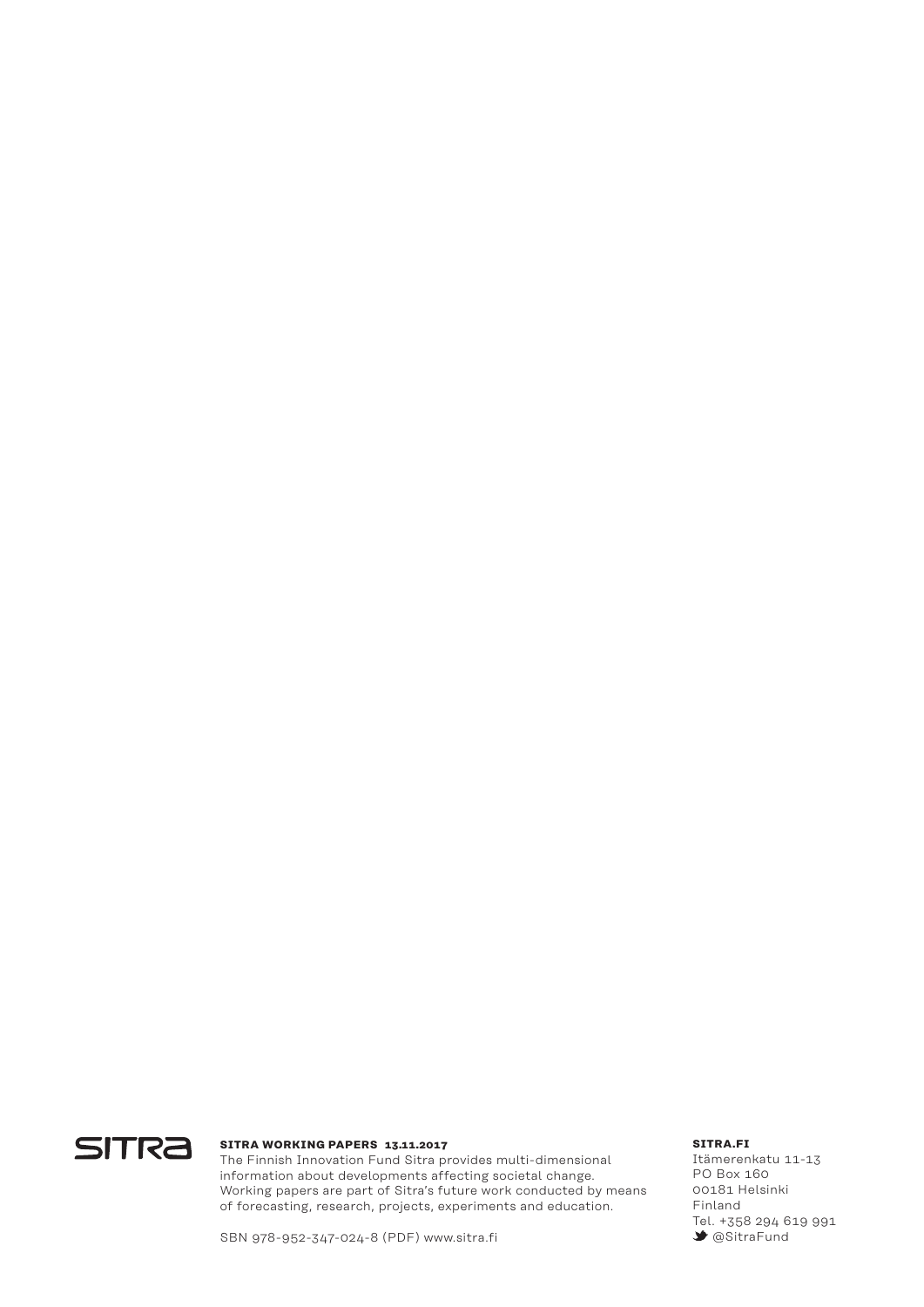SITRA

**SITRA WORKING PAPERS 13.11.2017**
The Finnish Innovation Fund Sitra provides multi-dimensional information about developments affecting societal change. Working papers are part of Sitra's future work conducted by means of forecasting, research, projects, experiments and education.

SBN 978-952-347-024-8 (PDF) www.sitra.fi

**SITRA.FI**
Itämerenkatu 11-13
PO Box 160
00181 Helsinki
Finland
Tel. +358 294 619 991
@SitraFund